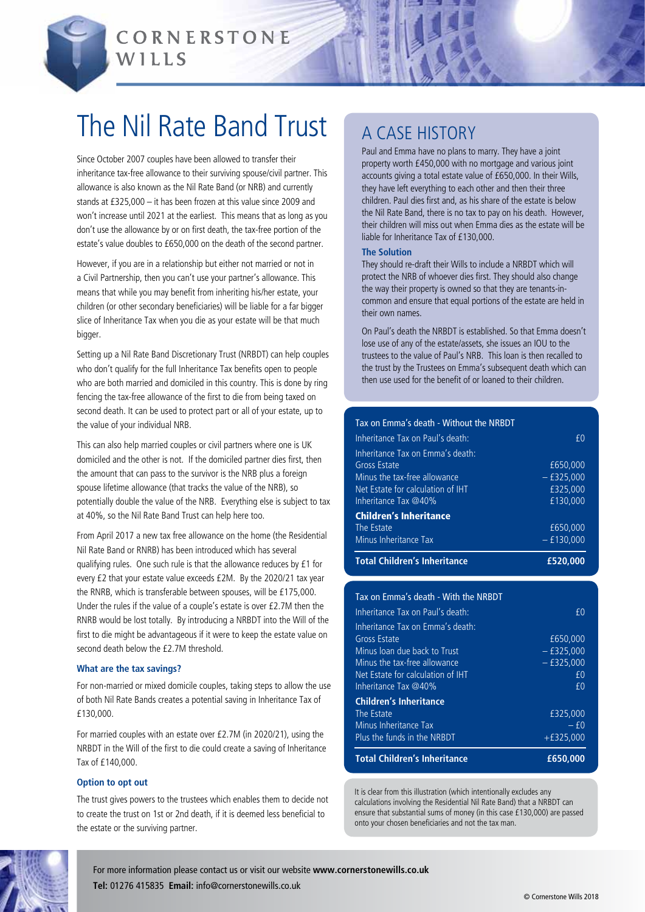CORNERSTONE WILLS

# The Nil Rate Band Trust

Since October 2007 couples have been allowed to transfer their inheritance tax-free allowance to their surviving spouse/civil partner. This allowance is also known as the Nil Rate Band (or NRB) and currently stands at £325,000 – it has been frozen at this value since 2009 and won't increase until 2021 at the earliest. This means that as long as you don't use the allowance by or on first death, the tax-free portion of the estate's value doubles to £650,000 on the death of the second partner.

However, if you are in a relationship but either not married or not in a Civil Partnership, then you can't use your partner's allowance. This means that while you may benefit from inheriting his/her estate, your children (or other secondary beneficiaries) will be liable for a far bigger slice of Inheritance Tax when you die as your estate will be that much bigger.

Setting up a Nil Rate Band Discretionary Trust (NRBDT) can help couples who don't qualify for the full Inheritance Tax benefits open to people who are both married and domiciled in this country. This is done by ring fencing the tax-free allowance of the first to die from being taxed on second death. It can be used to protect part or all of your estate, up to the value of your individual NRB.

This can also help married couples or civil partners where one is UK domiciled and the other is not. If the domiciled partner dies first, then the amount that can pass to the survivor is the NRB plus a foreign spouse lifetime allowance (that tracks the value of the NRB), so potentially double the value of the NRB. Everything else is subject to tax at 40%, so the Nil Rate Band Trust can help here too.

From April 2017 a new tax free allowance on the home (the Residential Nil Rate Band or RNRB) has been introduced which has several qualifying rules. One such rule is that the allowance reduces by £1 for every £2 that your estate value exceeds £2M. By the 2020/21 tax year the RNRB, which is transferable between spouses, will be £175,000. Under the rules if the value of a couple's estate is over £2.7M then the RNRB would be lost totally. By introducing a NRBDT into the Will of the first to die might be advantageous if it were to keep the estate value on second death below the £2.7M threshold.

### What are the tax savings?

For non-married or mixed domicile couples, taking steps to allow the use of both Nil Rate Bands creates a potential saving in Inheritance Tax of £130,000.

For married couples with an estate over £2.7M (in 2020/21), using the NRBDT in the Will of the first to die could create a saving of Inheritance Tax of £140,000.

### Option to opt out

The trust gives powers to the trustees which enables them to decide not to create the trust on 1st or 2nd death, if it is deemed less beneficial to the estate or the surviving partner.

## A CASE HISTORY

Paul and Emma have no plans to marry. They have a joint property worth £450,000 with no mortgage and various joint accounts giving a total estate value of £650,000. In their Wills, they have left everything to each other and then their three children. Paul dies first and, as his share of the estate is below the Nil Rate Band, there is no tax to pay on his death. However, their children will miss out when Emma dies as the estate will be liable for Inheritance Tax of £130,000.

### The Solution

They should re-draft their Wills to include a NRBDT which will protect the NRB of whoever dies first. They should also change the way their property is owned so that they are tenants-in-common and ensure that equal portions of the estate are held in their own names.

On Paul's death the NRBDT is established. So that Emma doesn't lose use of any of the estate/assets, she issues an IOU to the trustees to the value of Paul's NRB. This loan is then recalled to the trust by the Trustees on Emma's subsequent death which can then use used for the benefit of or loaned to their children.

| Tax on Emma's death - Without the NRBDT | |
|---|---|
| Inheritance Tax on Paul's death: | £0 |
| Inheritance Tax on Emma's death: | |
| Gross Estate | £650,000 |
| Minus the tax-free allowance | – £325,000 |
| Net Estate for calculation of IHT | £325,000 |
| Inheritance Tax @40% | £130,000 |
| **Children's Inheritance** | |
| The Estate | £650,000 |
| Minus Inheritance Tax | – £130,000 |
| **Total Children's Inheritance** | **£520,000** |

| Tax on Emma's death - With the NRBDT | |
|---|---|
| Inheritance Tax on Paul's death: | £0 |
| Inheritance Tax on Emma's death: | |
| Gross Estate | £650,000 |
| Minus loan due back to Trust | – £325,000 |
| Minus the tax-free allowance | – £325,000 |
| Net Estate for calculation of IHT | £0 |
| Inheritance Tax @40% | £0 |
| **Children's Inheritance** | |
| The Estate | £325,000 |
| Minus Inheritance Tax | – £0 |
| Plus the funds in the NRBDT | +£325,000 |
| **Total Children's Inheritance** | **£650,000** |

It is clear from this illustration (which intentionally excludes any calculations involving the Residential Nil Rate Band) that a NRBDT can ensure that substantial sums of money (in this case £130,000) are passed onto your chosen beneficiaries and not the tax man.

For more information please contact us or visit our website **www.cornerstonewills.co.uk**
**Tel:** 01276 415835 **Email:** info@cornerstonewills.co.uk

© Cornerstone Wills 2018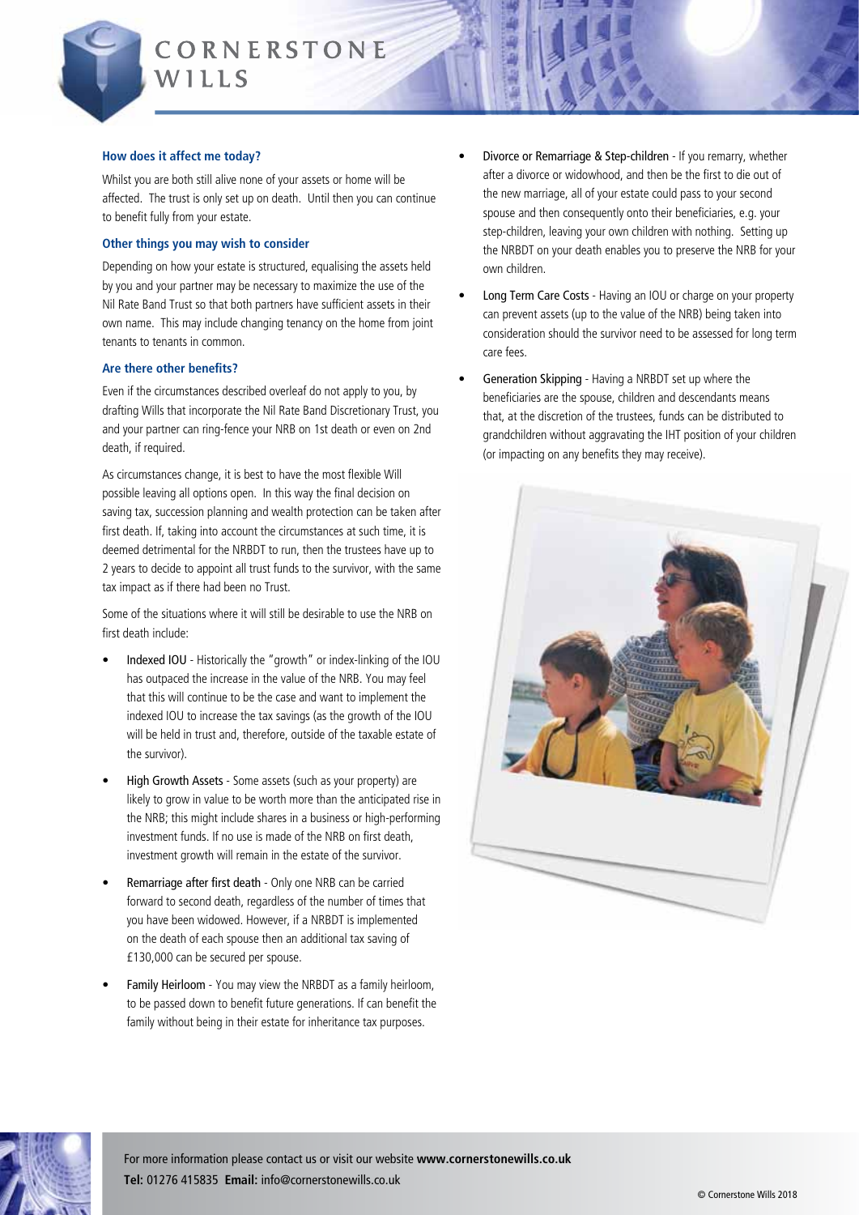### How does it affect me today?

Whilst you are both still alive none of your assets or home will be affected. The trust is only set up on death. Until then you can continue to benefit fully from your estate.

### Other things you may wish to consider

Depending on how your estate is structured, equalising the assets held by you and your partner may be necessary to maximize the use of the Nil Rate Band Trust so that both partners have sufficient assets in their own name. This may include changing tenancy on the home from joint tenants to tenants in common.

### Are there other benefits?

Even if the circumstances described overleaf do not apply to you, by drafting Wills that incorporate the Nil Rate Band Discretionary Trust, you and your partner can ring-fence your NRB on 1st death or even on 2nd death, if required.

As circumstances change, it is best to have the most flexible Will possible leaving all options open. In this way the final decision on saving tax, succession planning and wealth protection can be taken after first death. If, taking into account the circumstances at such time, it is deemed detrimental for the NRBDT to run, then the trustees have up to 2 years to decide to appoint all trust funds to the survivor, with the same tax impact as if there had been no Trust.

Some of the situations where it will still be desirable to use the NRB on first death include:

- Indexed IOU - Historically the "growth" or index-linking of the IOU has outpaced the increase in the value of the NRB. You may feel that this will continue to be the case and want to implement the indexed IOU to increase the tax savings (as the growth of the IOU will be held in trust and, therefore, outside of the taxable estate of the survivor).
- High Growth Assets - Some assets (such as your property) are likely to grow in value to be worth more than the anticipated rise in the NRB; this might include shares in a business or high-performing investment funds. If no use is made of the NRB on first death, investment growth will remain in the estate of the survivor.
- Remarriage after first death - Only one NRB can be carried forward to second death, regardless of the number of times that you have been widowed. However, if a NRBDT is implemented on the death of each spouse then an additional tax saving of £130,000 can be secured per spouse.
- Family Heirloom - You may view the NRBDT as a family heirloom, to be passed down to benefit future generations. If can benefit the family without being in their estate for inheritance tax purposes.
- Divorce or Remarriage & Step-children - If you remarry, whether after a divorce or widowhood, and then be the first to die out of the new marriage, all of your estate could pass to your second spouse and then consequently onto their beneficiaries, e.g. your step-children, leaving your own children with nothing. Setting up the NRBDT on your death enables you to preserve the NRB for your own children.
- Long Term Care Costs - Having an IOU or charge on your property can prevent assets (up to the value of the NRB) being taken into consideration should the survivor need to be assessed for long term care fees.
- Generation Skipping - Having a NRBDT set up where the beneficiaries are the spouse, children and descendants means that, at the discretion of the trustees, funds can be distributed to grandchildren without aggravating the IHT position of your children (or impacting on any benefits they may receive).

For more information please contact us or visit our website **www.cornerstonewills.co.uk**
**Tel:** 01276 415835 **Email:** info@cornerstonewills.co.uk

© Cornerstone Wills 2018